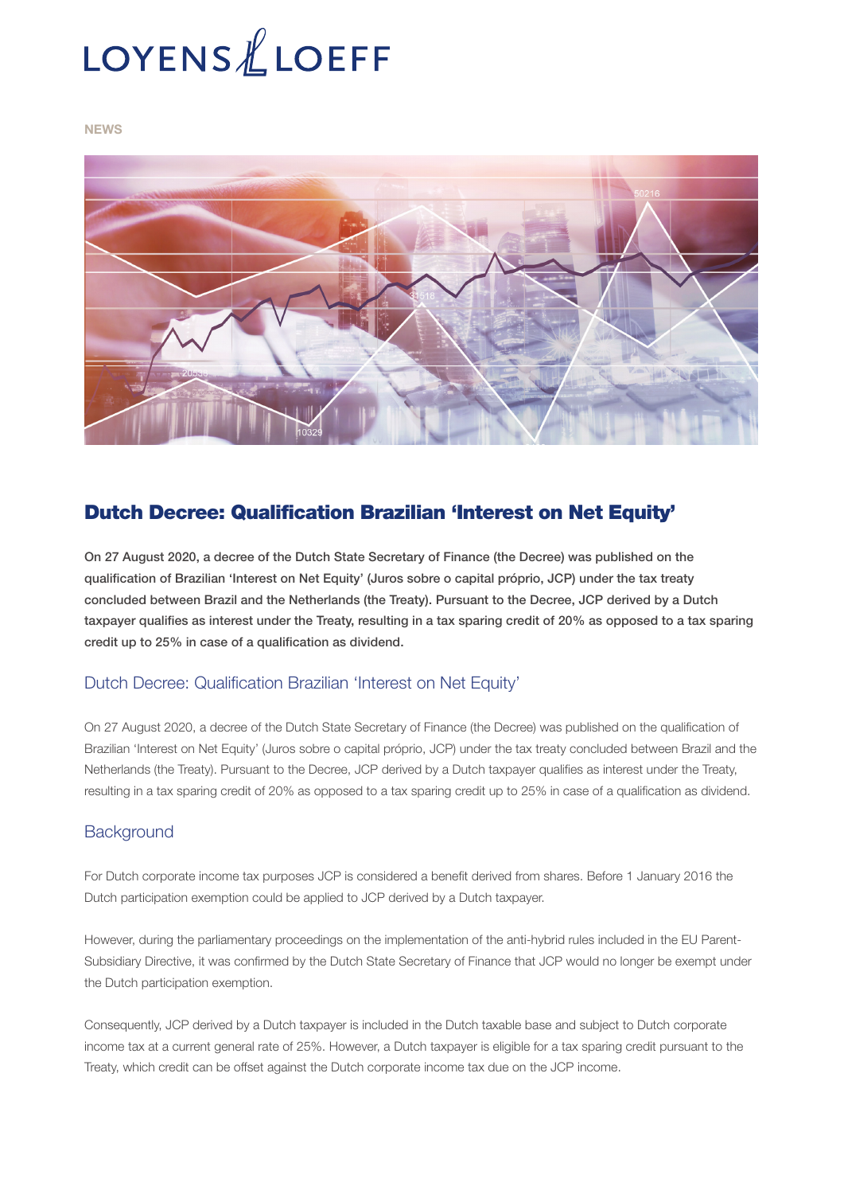LOYENS & LOEFF

NEWS

# Dutch Decree: Qualification Brazilian 'Interest on Net Equity'

**On 27 August 2020, a decree of the Dutch State Secretary of Finance (the Decree) was published on the qualification of Brazilian 'Interest on Net Equity' (Juros sobre o capital próprio, JCP) under the tax treaty concluded between Brazil and the Netherlands (the Treaty). Pursuant to the Decree, JCP derived by a Dutch taxpayer qualifies as interest under the Treaty, resulting in a tax sparing credit of 20% as opposed to a tax sparing credit up to 25% in case of a qualification as dividend.**

## Dutch Decree: Qualification Brazilian 'Interest on Net Equity'

On 27 August 2020, a decree of the Dutch State Secretary of Finance (the Decree) was published on the qualification of Brazilian 'Interest on Net Equity' (Juros sobre o capital próprio, JCP) under the tax treaty concluded between Brazil and the Netherlands (the Treaty). Pursuant to the Decree, JCP derived by a Dutch taxpayer qualifies as interest under the Treaty, resulting in a tax sparing credit of 20% as opposed to a tax sparing credit up to 25% in case of a qualification as dividend.

## Background

For Dutch corporate income tax purposes JCP is considered a benefit derived from shares. Before 1 January 2016 the Dutch participation exemption could be applied to JCP derived by a Dutch taxpayer.

However, during the parliamentary proceedings on the implementation of the anti-hybrid rules included in the EU Parent-Subsidiary Directive, it was confirmed by the Dutch State Secretary of Finance that JCP would no longer be exempt under the Dutch participation exemption.

Consequently, JCP derived by a Dutch taxpayer is included in the Dutch taxable base and subject to Dutch corporate income tax at a current general rate of 25%. However, a Dutch taxpayer is eligible for a tax sparing credit pursuant to the Treaty, which credit can be offset against the Dutch corporate income tax due on the JCP income.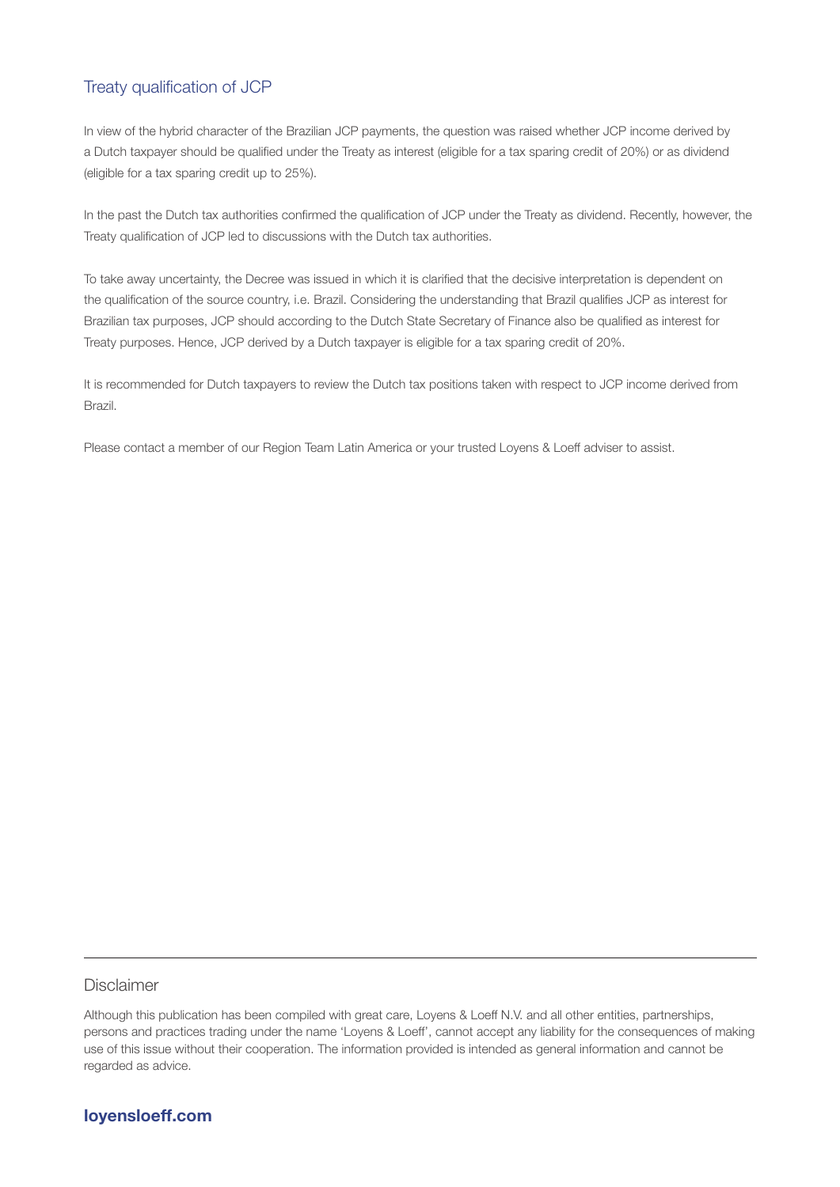## Treaty qualification of JCP

In view of the hybrid character of the Brazilian JCP payments, the question was raised whether JCP income derived by a Dutch taxpayer should be qualified under the Treaty as interest (eligible for a tax sparing credit of 20%) or as dividend (eligible for a tax sparing credit up to 25%).

In the past the Dutch tax authorities confirmed the qualification of JCP under the Treaty as dividend. Recently, however, the Treaty qualification of JCP led to discussions with the Dutch tax authorities.

To take away uncertainty, the Decree was issued in which it is clarified that the decisive interpretation is dependent on the qualification of the source country, i.e. Brazil. Considering the understanding that Brazil qualifies JCP as interest for Brazilian tax purposes, JCP should according to the Dutch State Secretary of Finance also be qualified as interest for Treaty purposes. Hence, JCP derived by a Dutch taxpayer is eligible for a tax sparing credit of 20%.

It is recommended for Dutch taxpayers to review the Dutch tax positions taken with respect to JCP income derived from Brazil.

Please contact a member of our Region Team Latin America or your trusted Loyens & Loeff adviser to assist.

---

### Disclaimer

Although this publication has been compiled with great care, Loyens & Loeff N.V. and all other entities, partnerships, persons and practices trading under the name 'Loyens & Loeff', cannot accept any liability for the consequences of making use of this issue without their cooperation. The information provided is intended as general information and cannot be regarded as advice.

**loyensloeff.com**